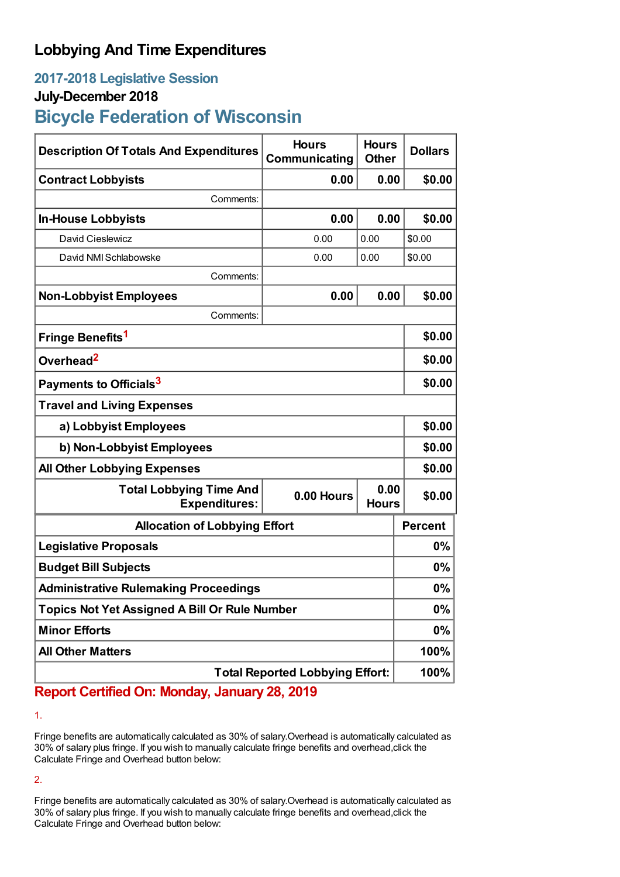# Lobbying And Time Expenditures

## 2017-2018 Legislative Session

### July-December 2018

## Bicycle Federation of Wisconsin

| Description Of Totals And Expenditures | Hours Communicating | Hours Other | Dollars |
|---|---|---|---|
| **Contract Lobbyists** | **0.00** | **0.00** | **$0.00** |
| Comments: | | | |
| **In-House Lobbyists** | **0.00** | **0.00** | **$0.00** |
| David Cieslewicz | 0.00 | 0.00 | $0.00 |
| David NMI Schlabowske | 0.00 | 0.00 | $0.00 |
| Comments: | | | |
| **Non-Lobbyist Employees** | **0.00** | **0.00** | **$0.00** |
| Comments: | | | |
| **Fringe Benefits**[1] | | | **$0.00** |
| **Overhead**[2] | | | **$0.00** |
| **Payments to Officials**[3] | | | **$0.00** |
| **Travel and Living Expenses** | | | |
| **a) Lobbyist Employees** | | | **$0.00** |
| **b) Non-Lobbyist Employees** | | | **$0.00** |
| **All Other Lobbying Expenses** | | | **$0.00** |
| **Total Lobbying Time And Expenditures:** | **0.00 Hours** | **0.00 Hours** | **$0.00** |

| Allocation of Lobbying Effort | Percent |
|---|---|
| **Legislative Proposals** | **0%** |
| **Budget Bill Subjects** | **0%** |
| **Administrative Rulemaking Proceedings** | **0%** |
| **Topics Not Yet Assigned A Bill Or Rule Number** | **0%** |
| **Minor Efforts** | **0%** |
| **All Other Matters** | **100%** |
| **Total Reported Lobbying Effort:** | **100%** |

**Report Certified On: Monday, January 28, 2019**

1.

Fringe benefits are automatically calculated as 30% of salary.Overhead is automatically calculated as 30% of salary plus fringe. If you wish to manually calculate fringe benefits and overhead,click the Calculate Fringe and Overhead button below:

2.

Fringe benefits are automatically calculated as 30% of salary.Overhead is automatically calculated as 30% of salary plus fringe. If you wish to manually calculate fringe benefits and overhead,click the Calculate Fringe and Overhead button below: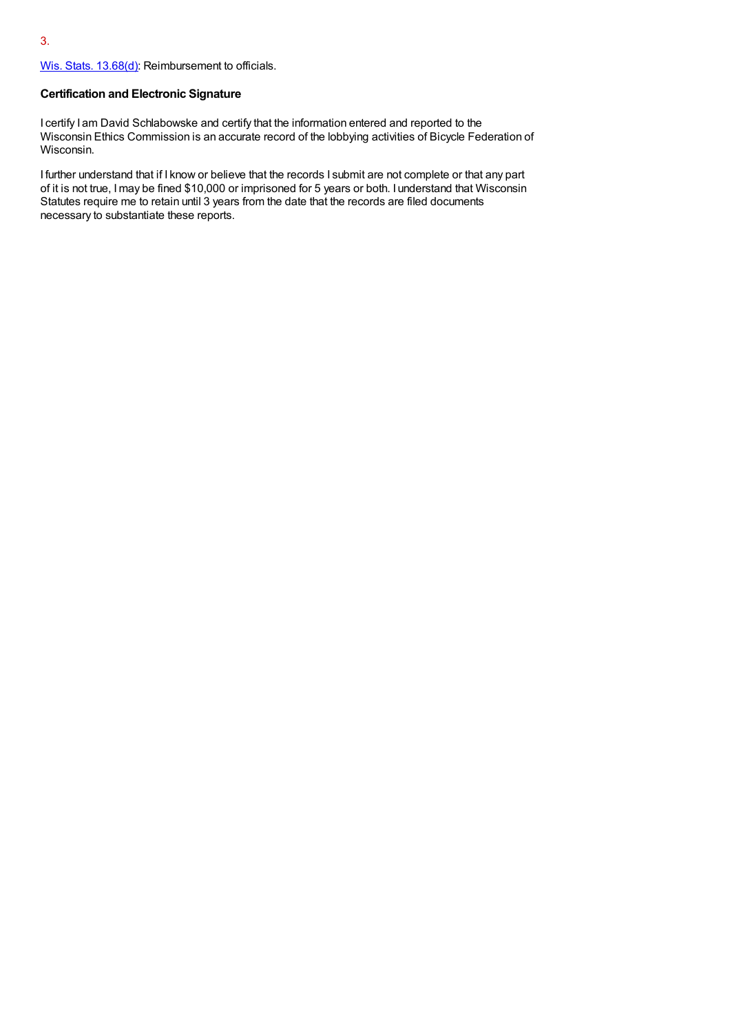3.

Wis. Stats. 13.68(d): Reimbursement to officials.

**Certification and Electronic Signature**

I certify I am David Schlabowske and certify that the information entered and reported to the Wisconsin Ethics Commission is an accurate record of the lobbying activities of Bicycle Federation of Wisconsin.

I further understand that if I know or believe that the records I submit are not complete or that any part of it is not true, I may be fined $10,000 or imprisoned for 5 years or both. I understand that Wisconsin Statutes require me to retain until 3 years from the date that the records are filed documents necessary to substantiate these reports.